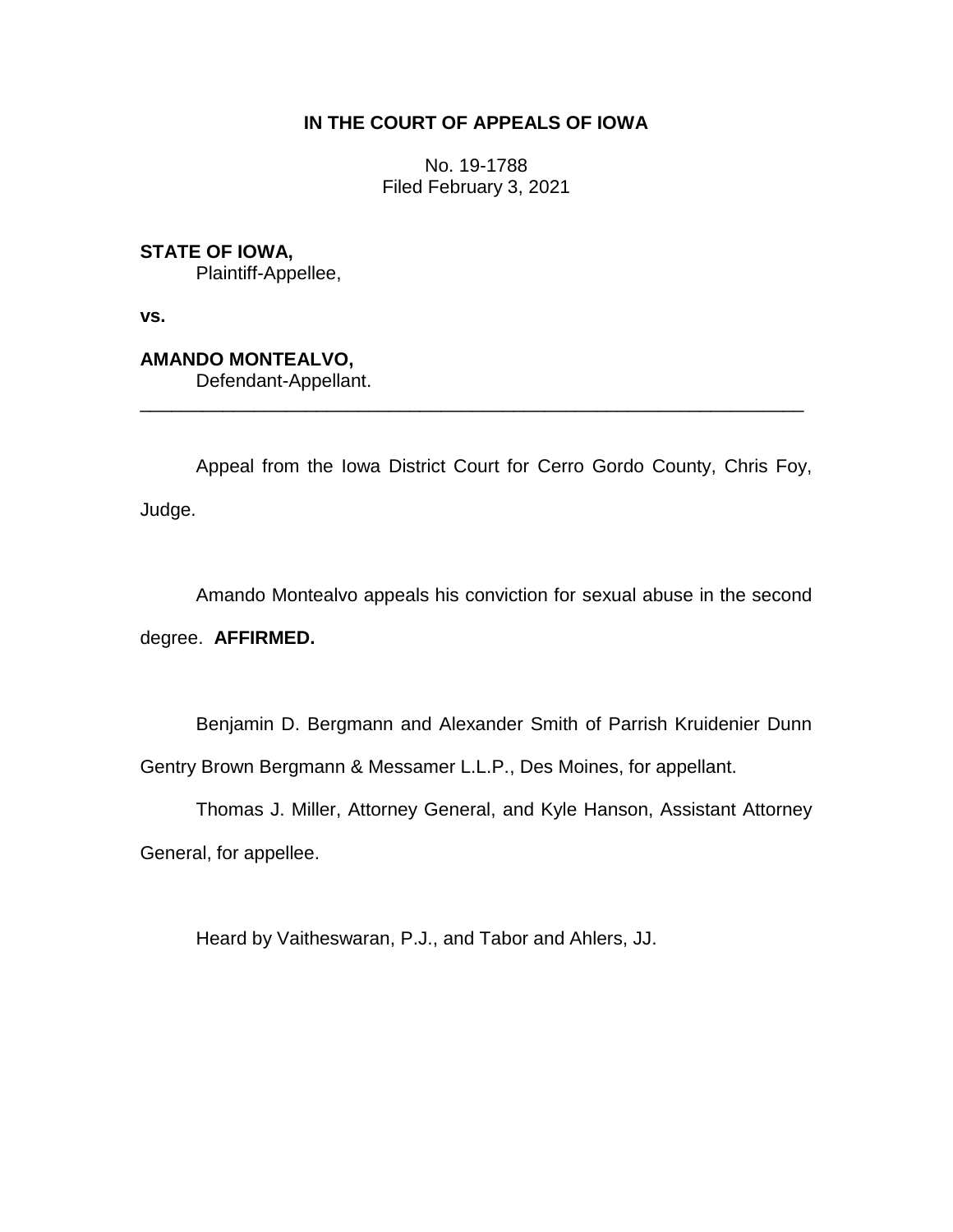**IN THE COURT OF APPEALS OF IOWA**

No. 19-1788
Filed February 3, 2021

**STATE OF IOWA,**
Plaintiff-Appellee,

**vs.**

**AMANDO MONTEALVO,**
Defendant-Appellant.

---

Appeal from the Iowa District Court for Cerro Gordo County, Chris Foy, Judge.

Amando Montealvo appeals his conviction for sexual abuse in the second degree. **AFFIRMED.**

Benjamin D. Bergmann and Alexander Smith of Parrish Kruidenier Dunn Gentry Brown Bergmann & Messamer L.L.P., Des Moines, for appellant.

Thomas J. Miller, Attorney General, and Kyle Hanson, Assistant Attorney General, for appellee.

Heard by Vaitheswaran, P.J., and Tabor and Ahlers, JJ.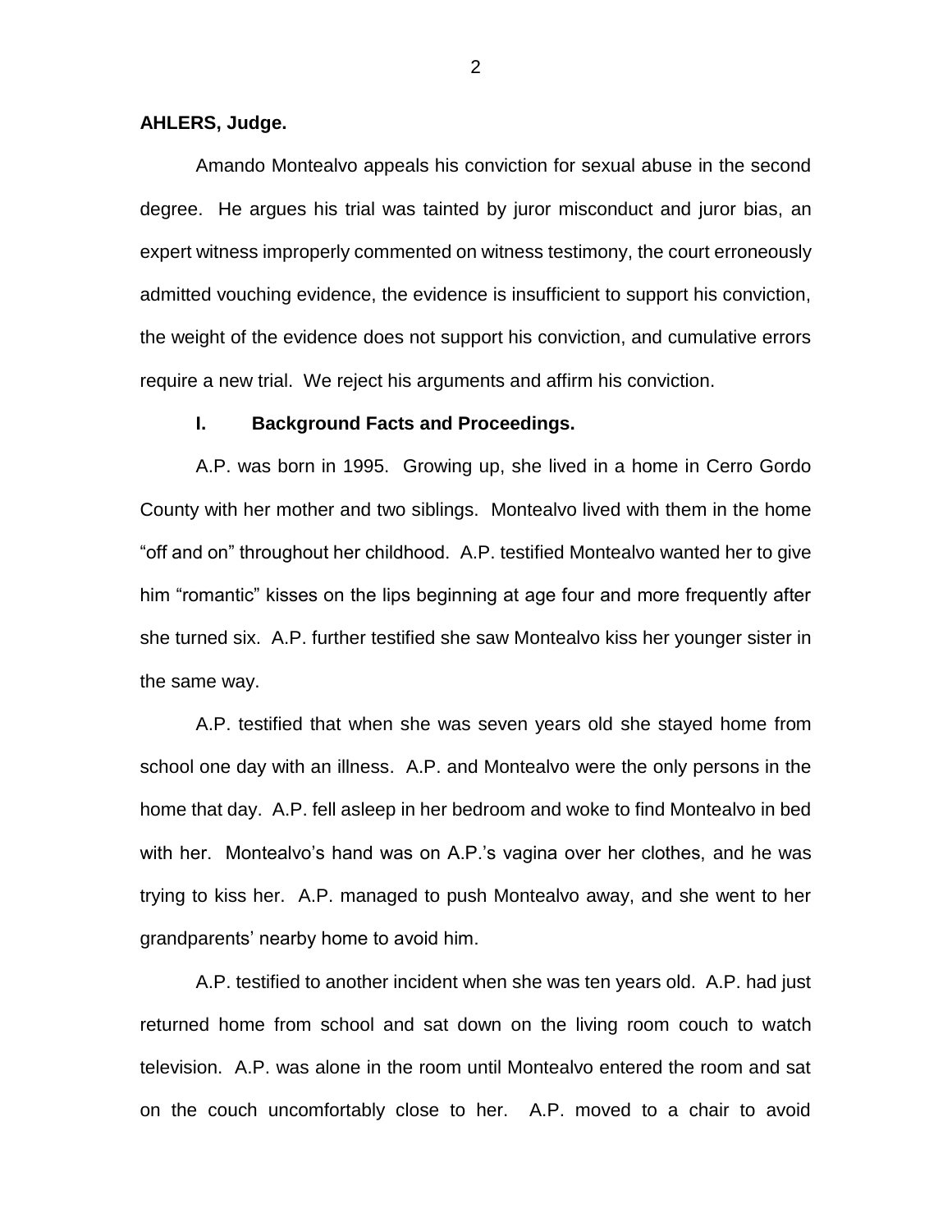**AHLERS, Judge.**

Amando Montealvo appeals his conviction for sexual abuse in the second degree. He argues his trial was tainted by juror misconduct and juror bias, an expert witness improperly commented on witness testimony, the court erroneously admitted vouching evidence, the evidence is insufficient to support his conviction, the weight of the evidence does not support his conviction, and cumulative errors require a new trial. We reject his arguments and affirm his conviction.

## I. Background Facts and Proceedings.

A.P. was born in 1995. Growing up, she lived in a home in Cerro Gordo County with her mother and two siblings. Montealvo lived with them in the home "off and on" throughout her childhood. A.P. testified Montealvo wanted her to give him "romantic" kisses on the lips beginning at age four and more frequently after she turned six. A.P. further testified she saw Montealvo kiss her younger sister in the same way.

A.P. testified that when she was seven years old she stayed home from school one day with an illness. A.P. and Montealvo were the only persons in the home that day. A.P. fell asleep in her bedroom and woke to find Montealvo in bed with her. Montealvo's hand was on A.P.'s vagina over her clothes, and he was trying to kiss her. A.P. managed to push Montealvo away, and she went to her grandparents' nearby home to avoid him.

A.P. testified to another incident when she was ten years old. A.P. had just returned home from school and sat down on the living room couch to watch television. A.P. was alone in the room until Montealvo entered the room and sat on the couch uncomfortably close to her. A.P. moved to a chair to avoid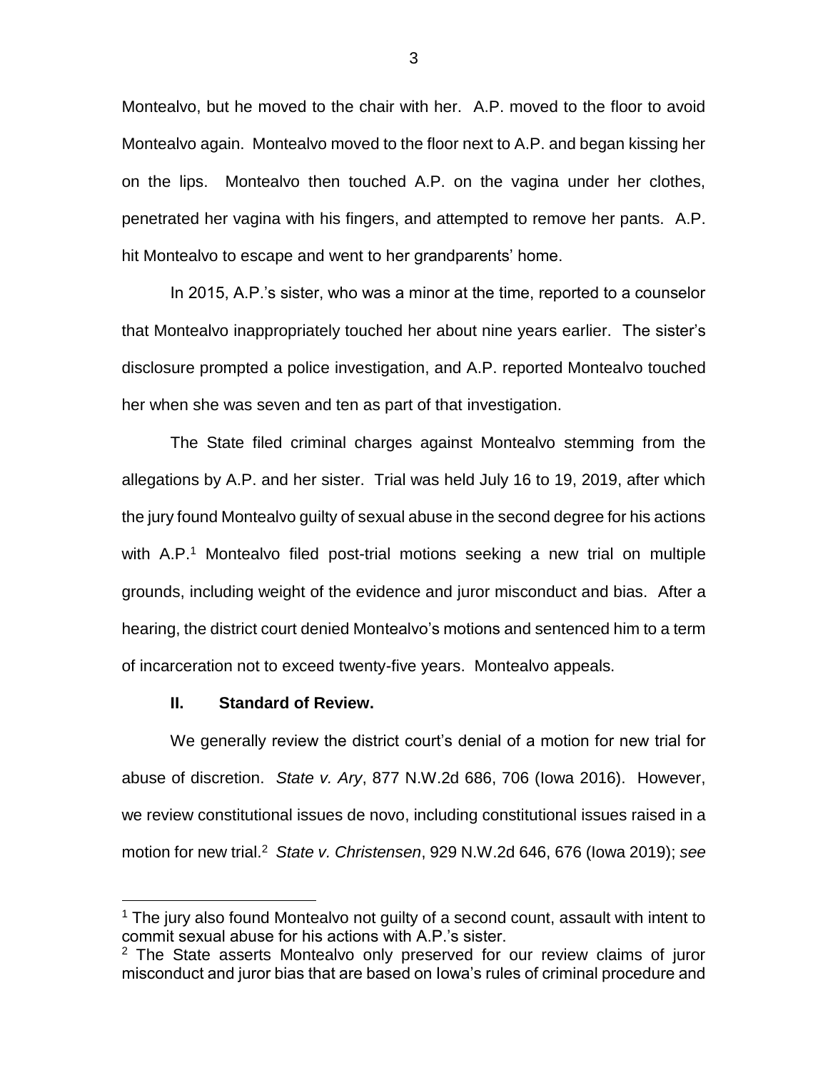Montealvo, but he moved to the chair with her. A.P. moved to the floor to avoid Montealvo again. Montealvo moved to the floor next to A.P. and began kissing her on the lips. Montealvo then touched A.P. on the vagina under her clothes, penetrated her vagina with his fingers, and attempted to remove her pants. A.P. hit Montealvo to escape and went to her grandparents' home.

In 2015, A.P.'s sister, who was a minor at the time, reported to a counselor that Montealvo inappropriately touched her about nine years earlier. The sister's disclosure prompted a police investigation, and A.P. reported Montealvo touched her when she was seven and ten as part of that investigation.

The State filed criminal charges against Montealvo stemming from the allegations by A.P. and her sister. Trial was held July 16 to 19, 2019, after which the jury found Montealvo guilty of sexual abuse in the second degree for his actions with A.P.[1] Montealvo filed post-trial motions seeking a new trial on multiple grounds, including weight of the evidence and juror misconduct and bias. After a hearing, the district court denied Montealvo's motions and sentenced him to a term of incarceration not to exceed twenty-five years. Montealvo appeals.

## II. Standard of Review.

We generally review the district court's denial of a motion for new trial for abuse of discretion. *State v. Ary*, 877 N.W.2d 686, 706 (Iowa 2016). However, we review constitutional issues de novo, including constitutional issues raised in a motion for new trial.[2] *State v. Christensen*, 929 N.W.2d 646, 676 (Iowa 2019); *see*

---

[1] The jury also found Montealvo not guilty of a second count, assault with intent to commit sexual abuse for his actions with A.P.'s sister.

[2] The State asserts Montealvo only preserved for our review claims of juror misconduct and juror bias that are based on Iowa's rules of criminal procedure and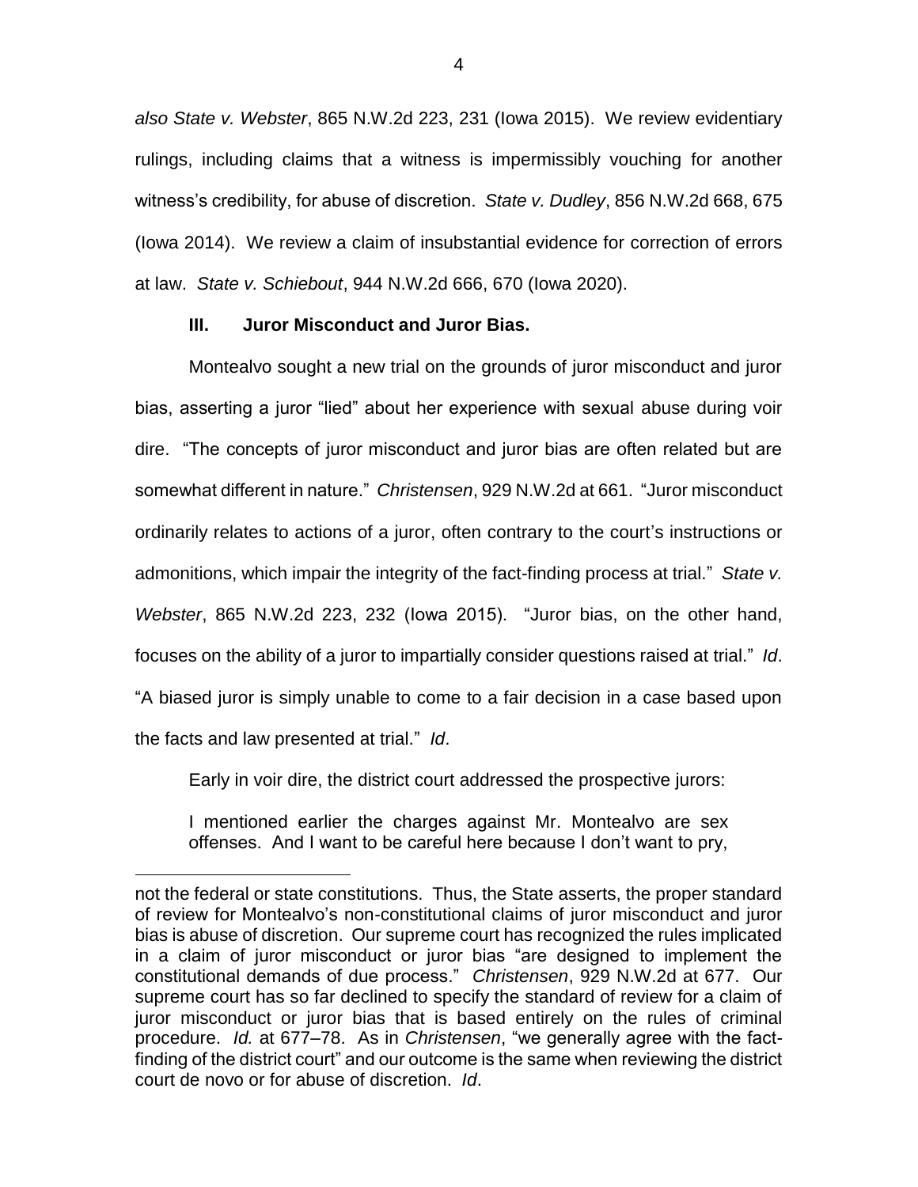*also State v. Webster*, 865 N.W.2d 223, 231 (Iowa 2015). We review evidentiary rulings, including claims that a witness is impermissibly vouching for another witness's credibility, for abuse of discretion. *State v. Dudley*, 856 N.W.2d 668, 675 (Iowa 2014). We review a claim of insubstantial evidence for correction of errors at law. *State v. Schiebout*, 944 N.W.2d 666, 670 (Iowa 2020).

### III. Juror Misconduct and Juror Bias.

Montealvo sought a new trial on the grounds of juror misconduct and juror bias, asserting a juror "lied" about her experience with sexual abuse during voir dire. "The concepts of juror misconduct and juror bias are often related but are somewhat different in nature." *Christensen*, 929 N.W.2d at 661. "Juror misconduct ordinarily relates to actions of a juror, often contrary to the court's instructions or admonitions, which impair the integrity of the fact-finding process at trial." *State v. Webster*, 865 N.W.2d 223, 232 (Iowa 2015). "Juror bias, on the other hand, focuses on the ability of a juror to impartially consider questions raised at trial." *Id*. "A biased juror is simply unable to come to a fair decision in a case based upon the facts and law presented at trial." *Id*.

Early in voir dire, the district court addressed the prospective jurors:

> I mentioned earlier the charges against Mr. Montealvo are sex offenses. And I want to be careful here because I don't want to pry,

---

not the federal or state constitutions. Thus, the State asserts, the proper standard of review for Montealvo's non-constitutional claims of juror misconduct and juror bias is abuse of discretion. Our supreme court has recognized the rules implicated in a claim of juror misconduct or juror bias "are designed to implement the constitutional demands of due process." *Christensen*, 929 N.W.2d at 677. Our supreme court has so far declined to specify the standard of review for a claim of juror misconduct or juror bias that is based entirely on the rules of criminal procedure. *Id.* at 677–78. As in *Christensen*, "we generally agree with the fact-finding of the district court" and our outcome is the same when reviewing the district court de novo or for abuse of discretion. *Id*.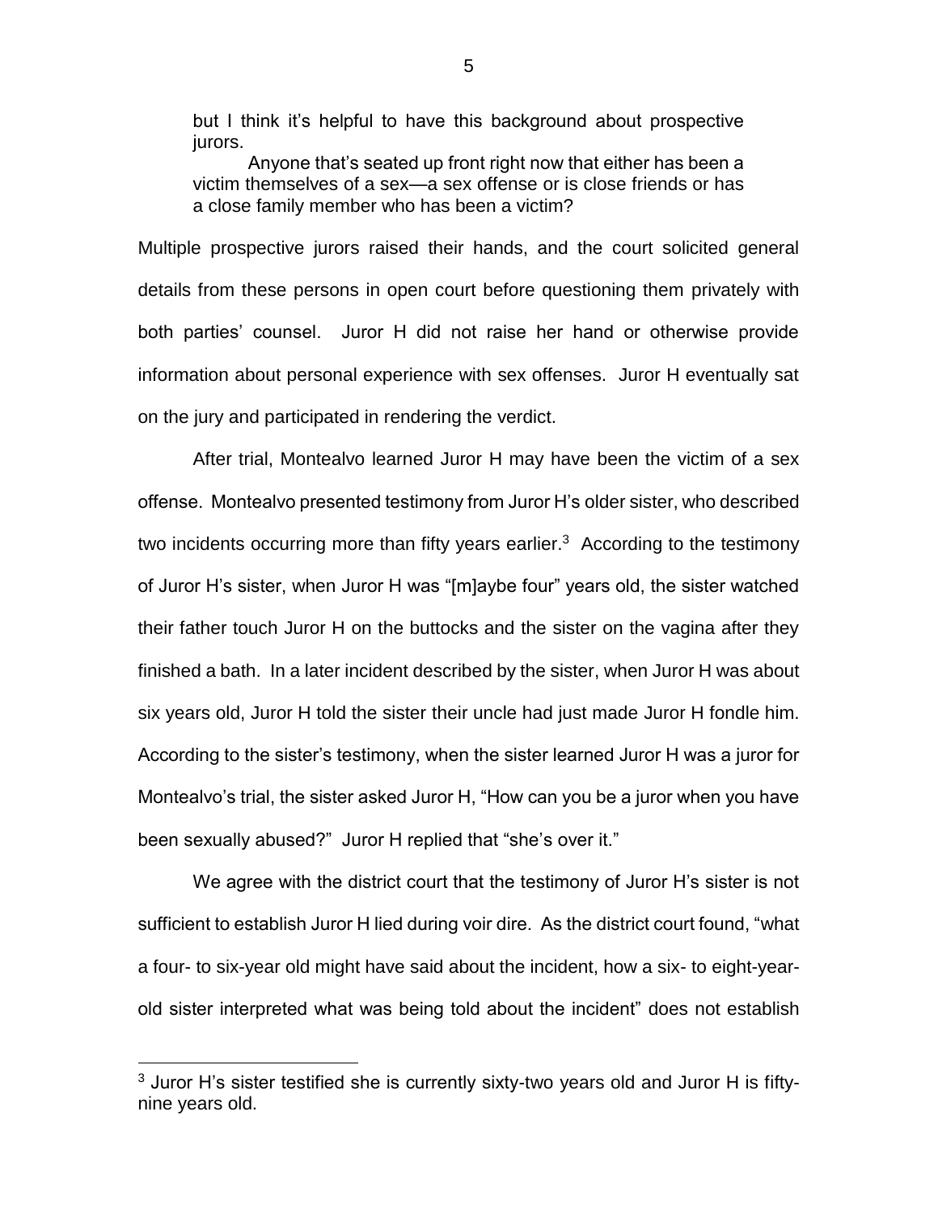> but I think it's helpful to have this background about prospective jurors.
>
> Anyone that's seated up front right now that either has been a victim themselves of a sex—a sex offense or is close friends or has a close family member who has been a victim?

Multiple prospective jurors raised their hands, and the court solicited general details from these persons in open court before questioning them privately with both parties' counsel. Juror H did not raise her hand or otherwise provide information about personal experience with sex offenses. Juror H eventually sat on the jury and participated in rendering the verdict.

After trial, Montealvo learned Juror H may have been the victim of a sex offense. Montealvo presented testimony from Juror H's older sister, who described two incidents occurring more than fifty years earlier.[3] According to the testimony of Juror H's sister, when Juror H was "[m]aybe four" years old, the sister watched their father touch Juror H on the buttocks and the sister on the vagina after they finished a bath. In a later incident described by the sister, when Juror H was about six years old, Juror H told the sister their uncle had just made Juror H fondle him. According to the sister's testimony, when the sister learned Juror H was a juror for Montealvo's trial, the sister asked Juror H, "How can you be a juror when you have been sexually abused?" Juror H replied that "she's over it."

We agree with the district court that the testimony of Juror H's sister is not sufficient to establish Juror H lied during voir dire. As the district court found, "what a four- to six-year old might have said about the incident, how a six- to eight-year-old sister interpreted what was being told about the incident" does not establish

[3] Juror H's sister testified she is currently sixty-two years old and Juror H is fifty-nine years old.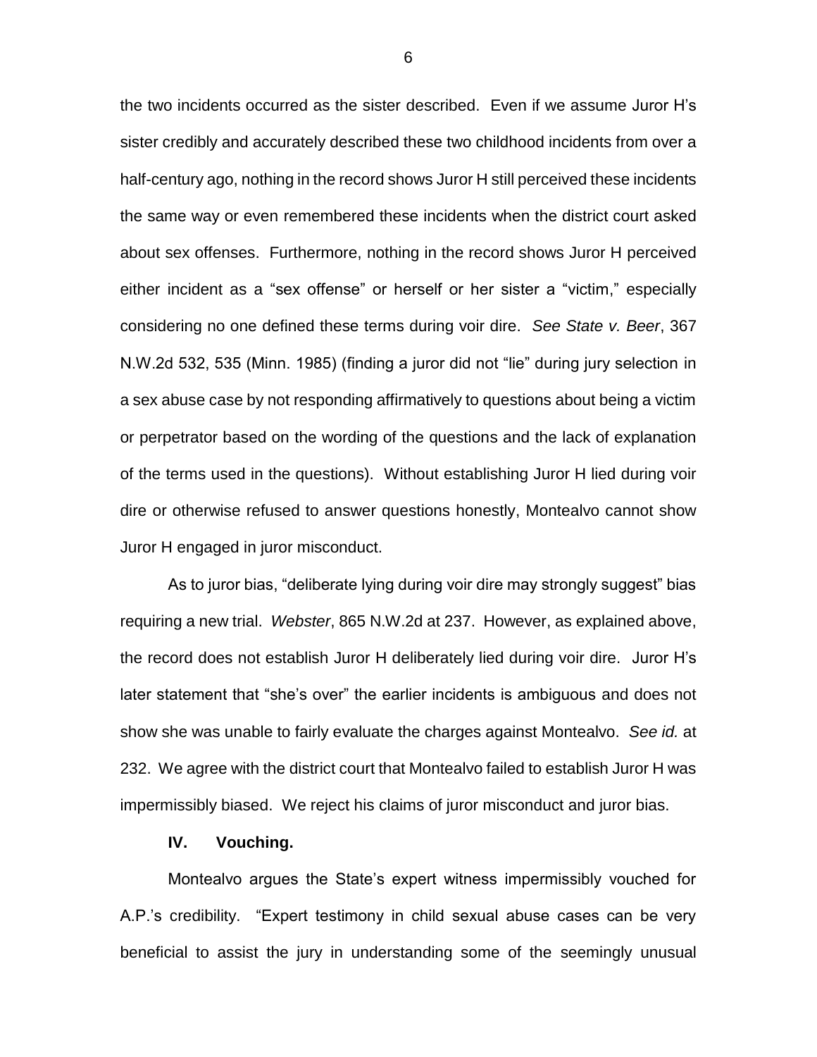the two incidents occurred as the sister described. Even if we assume Juror H's sister credibly and accurately described these two childhood incidents from over a half-century ago, nothing in the record shows Juror H still perceived these incidents the same way or even remembered these incidents when the district court asked about sex offenses. Furthermore, nothing in the record shows Juror H perceived either incident as a "sex offense" or herself or her sister a "victim," especially considering no one defined these terms during voir dire. *See State v. Beer*, 367 N.W.2d 532, 535 (Minn. 1985) (finding a juror did not "lie" during jury selection in a sex abuse case by not responding affirmatively to questions about being a victim or perpetrator based on the wording of the questions and the lack of explanation of the terms used in the questions). Without establishing Juror H lied during voir dire or otherwise refused to answer questions honestly, Montealvo cannot show Juror H engaged in juror misconduct.

As to juror bias, "deliberate lying during voir dire may strongly suggest" bias requiring a new trial. *Webster*, 865 N.W.2d at 237. However, as explained above, the record does not establish Juror H deliberately lied during voir dire. Juror H's later statement that "she's over" the earlier incidents is ambiguous and does not show she was unable to fairly evaluate the charges against Montealvo. *See id.* at 232. We agree with the district court that Montealvo failed to establish Juror H was impermissibly biased. We reject his claims of juror misconduct and juror bias.

## IV. Vouching.

Montealvo argues the State's expert witness impermissibly vouched for A.P.'s credibility. "Expert testimony in child sexual abuse cases can be very beneficial to assist the jury in understanding some of the seemingly unusual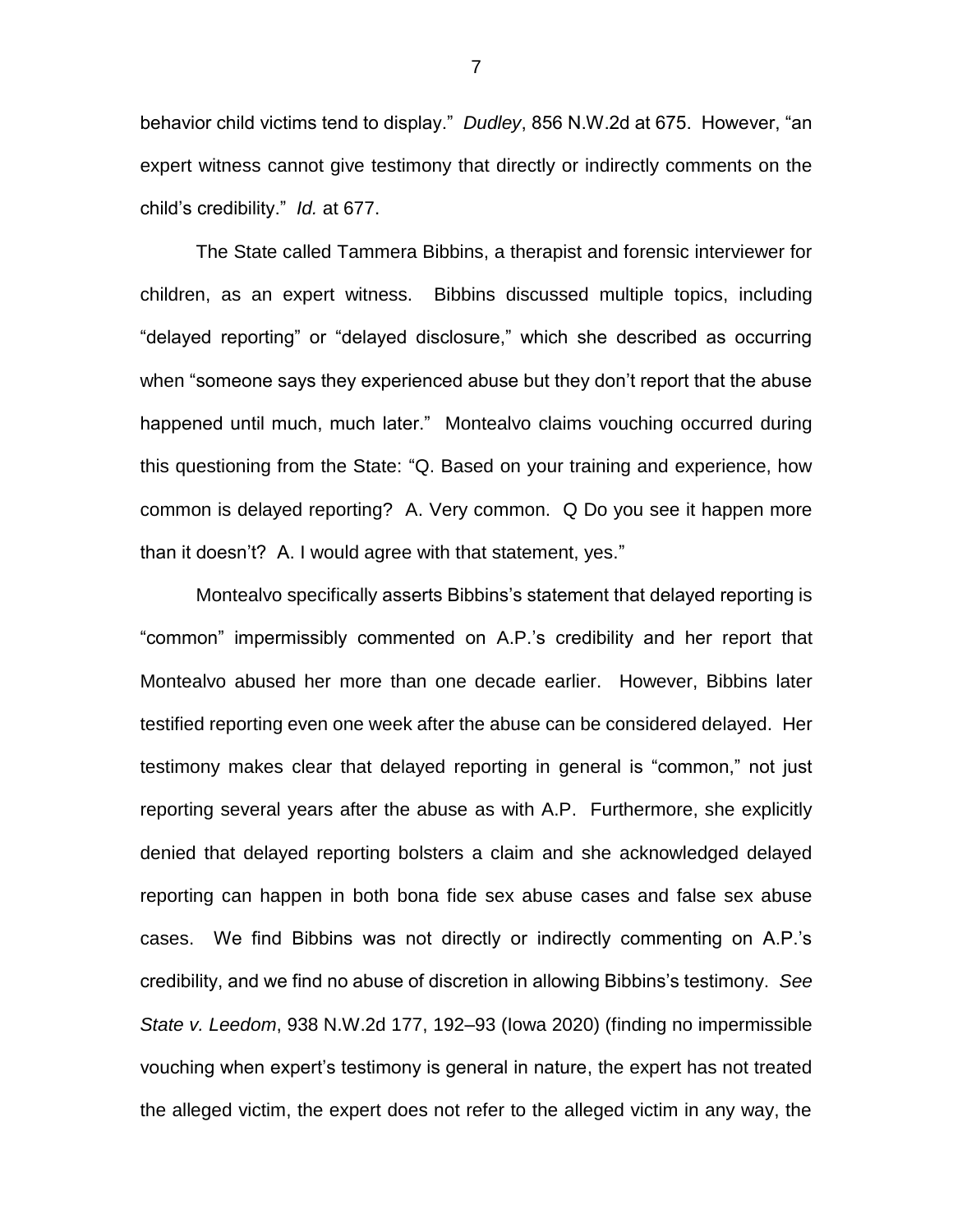behavior child victims tend to display." *Dudley*, 856 N.W.2d at 675. However, "an expert witness cannot give testimony that directly or indirectly comments on the child's credibility." *Id.* at 677.

The State called Tammera Bibbins, a therapist and forensic interviewer for children, as an expert witness. Bibbins discussed multiple topics, including "delayed reporting" or "delayed disclosure," which she described as occurring when "someone says they experienced abuse but they don't report that the abuse happened until much, much later." Montealvo claims vouching occurred during this questioning from the State: "Q. Based on your training and experience, how common is delayed reporting? A. Very common. Q Do you see it happen more than it doesn't? A. I would agree with that statement, yes."

Montealvo specifically asserts Bibbins's statement that delayed reporting is "common" impermissibly commented on A.P.'s credibility and her report that Montealvo abused her more than one decade earlier. However, Bibbins later testified reporting even one week after the abuse can be considered delayed. Her testimony makes clear that delayed reporting in general is "common," not just reporting several years after the abuse as with A.P. Furthermore, she explicitly denied that delayed reporting bolsters a claim and she acknowledged delayed reporting can happen in both bona fide sex abuse cases and false sex abuse cases. We find Bibbins was not directly or indirectly commenting on A.P.'s credibility, and we find no abuse of discretion in allowing Bibbins's testimony. *See State v. Leedom*, 938 N.W.2d 177, 192–93 (Iowa 2020) (finding no impermissible vouching when expert's testimony is general in nature, the expert has not treated the alleged victim, the expert does not refer to the alleged victim in any way, the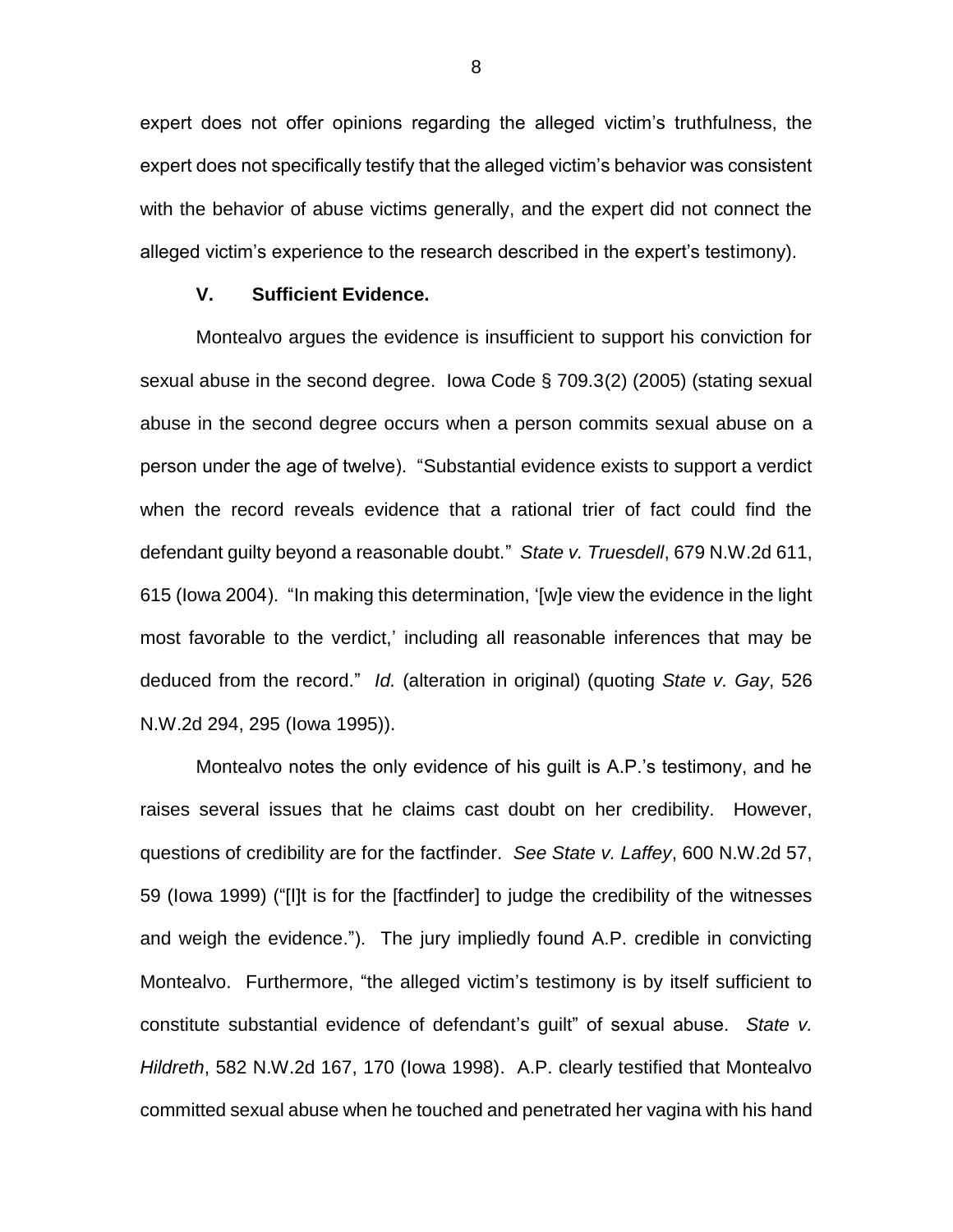expert does not offer opinions regarding the alleged victim's truthfulness, the expert does not specifically testify that the alleged victim's behavior was consistent with the behavior of abuse victims generally, and the expert did not connect the alleged victim's experience to the research described in the expert's testimony).

## V. Sufficient Evidence.

Montealvo argues the evidence is insufficient to support his conviction for sexual abuse in the second degree. Iowa Code § 709.3(2) (2005) (stating sexual abuse in the second degree occurs when a person commits sexual abuse on a person under the age of twelve). "Substantial evidence exists to support a verdict when the record reveals evidence that a rational trier of fact could find the defendant guilty beyond a reasonable doubt." *State v. Truesdell*, 679 N.W.2d 611, 615 (Iowa 2004). "In making this determination, '[w]e view the evidence in the light most favorable to the verdict,' including all reasonable inferences that may be deduced from the record." *Id.* (alteration in original) (quoting *State v. Gay*, 526 N.W.2d 294, 295 (Iowa 1995)).

Montealvo notes the only evidence of his guilt is A.P.'s testimony, and he raises several issues that he claims cast doubt on her credibility. However, questions of credibility are for the factfinder. *See State v. Laffey*, 600 N.W.2d 57, 59 (Iowa 1999) ("[I]t is for the [factfinder] to judge the credibility of the witnesses and weigh the evidence."). The jury impliedly found A.P. credible in convicting Montealvo. Furthermore, "the alleged victim's testimony is by itself sufficient to constitute substantial evidence of defendant's guilt" of sexual abuse. *State v. Hildreth*, 582 N.W.2d 167, 170 (Iowa 1998). A.P. clearly testified that Montealvo committed sexual abuse when he touched and penetrated her vagina with his hand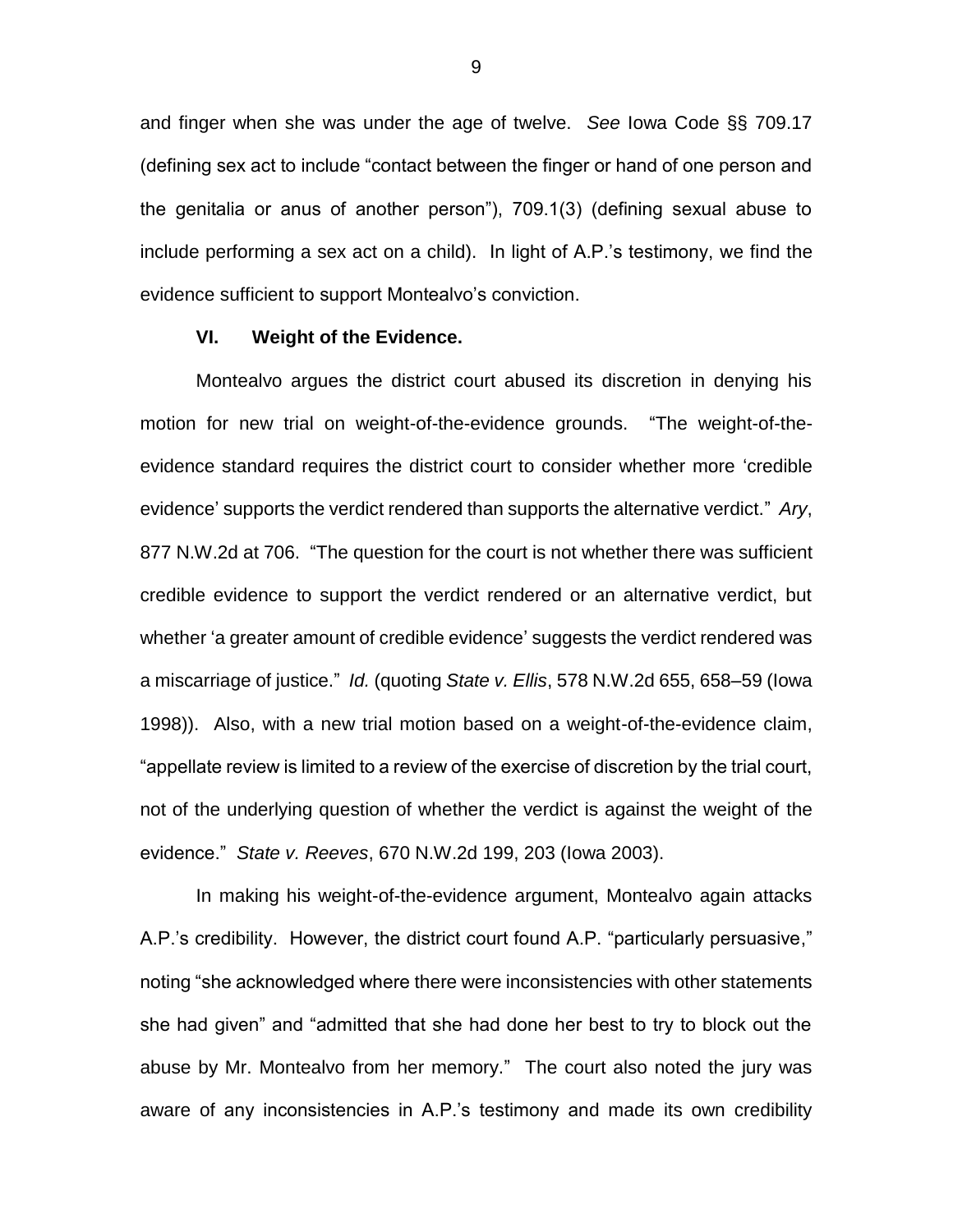and finger when she was under the age of twelve. *See* Iowa Code §§ 709.17 (defining sex act to include "contact between the finger or hand of one person and the genitalia or anus of another person"), 709.1(3) (defining sexual abuse to include performing a sex act on a child). In light of A.P.'s testimony, we find the evidence sufficient to support Montealvo's conviction.

## VI. Weight of the Evidence.

Montealvo argues the district court abused its discretion in denying his motion for new trial on weight-of-the-evidence grounds. "The weight-of-the-evidence standard requires the district court to consider whether more 'credible evidence' supports the verdict rendered than supports the alternative verdict." *Ary*, 877 N.W.2d at 706. "The question for the court is not whether there was sufficient credible evidence to support the verdict rendered or an alternative verdict, but whether 'a greater amount of credible evidence' suggests the verdict rendered was a miscarriage of justice." *Id.* (quoting *State v. Ellis*, 578 N.W.2d 655, 658–59 (Iowa 1998)). Also, with a new trial motion based on a weight-of-the-evidence claim, "appellate review is limited to a review of the exercise of discretion by the trial court, not of the underlying question of whether the verdict is against the weight of the evidence." *State v. Reeves*, 670 N.W.2d 199, 203 (Iowa 2003).

In making his weight-of-the-evidence argument, Montealvo again attacks A.P.'s credibility. However, the district court found A.P. "particularly persuasive," noting "she acknowledged where there were inconsistencies with other statements she had given" and "admitted that she had done her best to try to block out the abuse by Mr. Montealvo from her memory." The court also noted the jury was aware of any inconsistencies in A.P.'s testimony and made its own credibility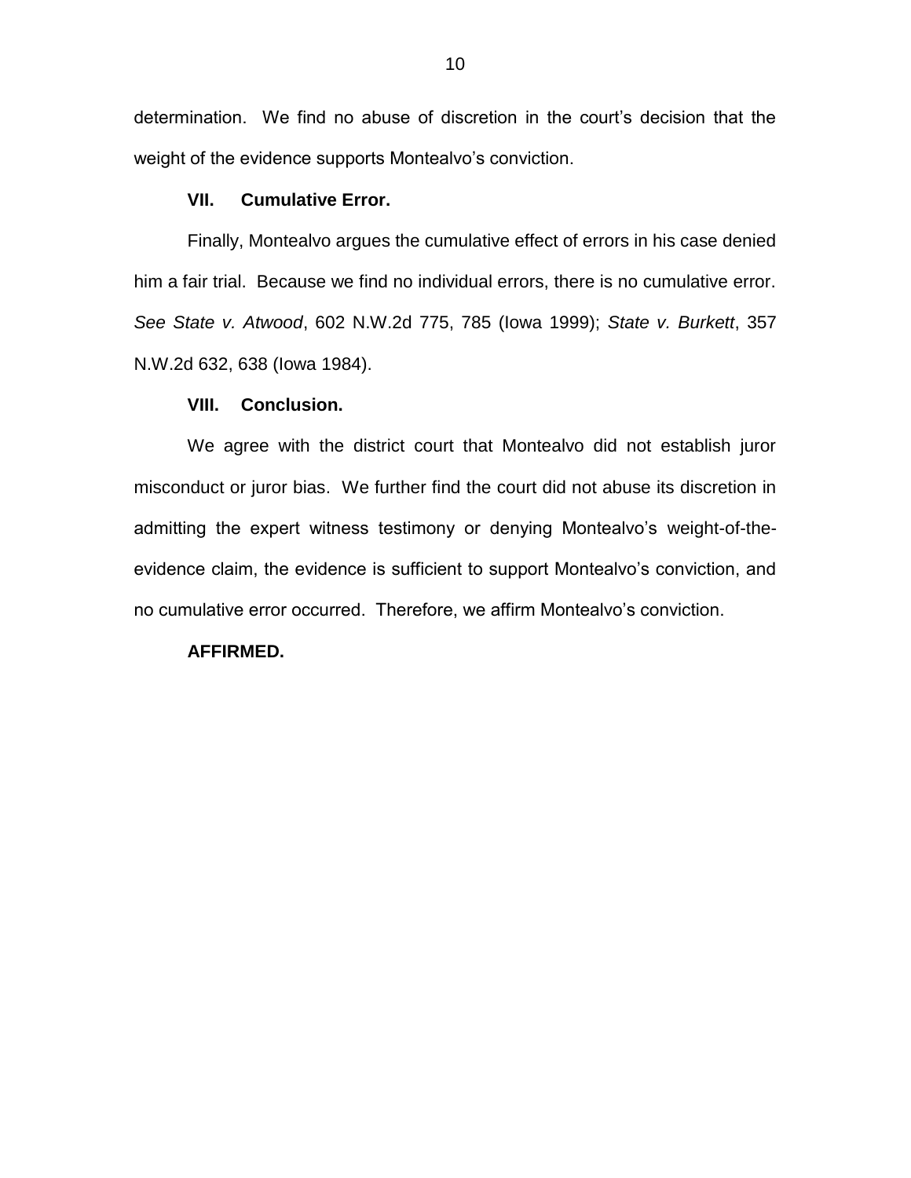determination. We find no abuse of discretion in the court's decision that the weight of the evidence supports Montealvo's conviction.

### VII. Cumulative Error.

Finally, Montealvo argues the cumulative effect of errors in his case denied him a fair trial. Because we find no individual errors, there is no cumulative error. *See State v. Atwood*, 602 N.W.2d 775, 785 (Iowa 1999); *State v. Burkett*, 357 N.W.2d 632, 638 (Iowa 1984).

### VIII. Conclusion.

We agree with the district court that Montealvo did not establish juror misconduct or juror bias. We further find the court did not abuse its discretion in admitting the expert witness testimony or denying Montealvo's weight-of-the-evidence claim, the evidence is sufficient to support Montealvo's conviction, and no cumulative error occurred. Therefore, we affirm Montealvo's conviction.

**AFFIRMED.**